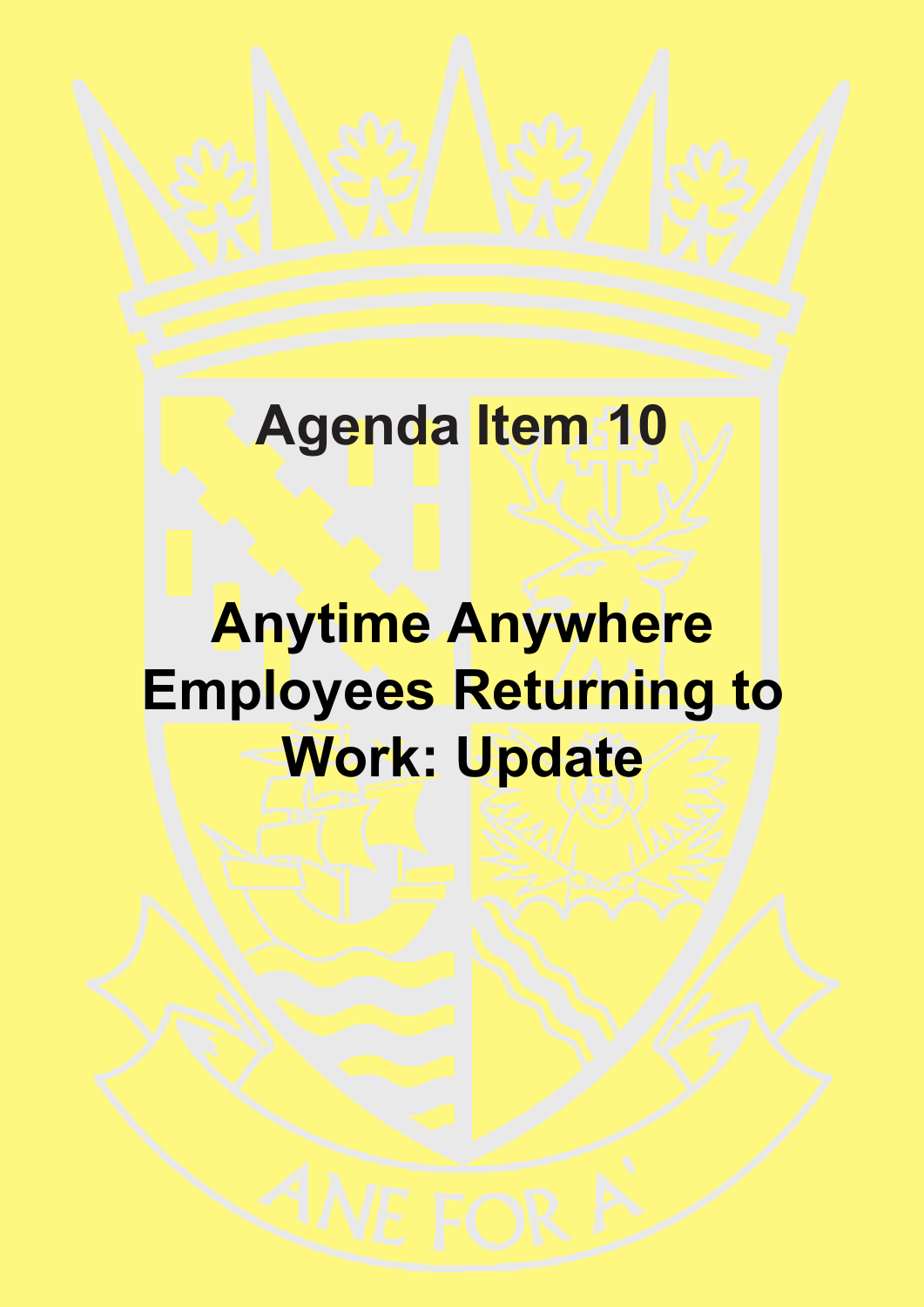# Agenda Item 10

# Anytime Anywhere Employees Returning to Work: Update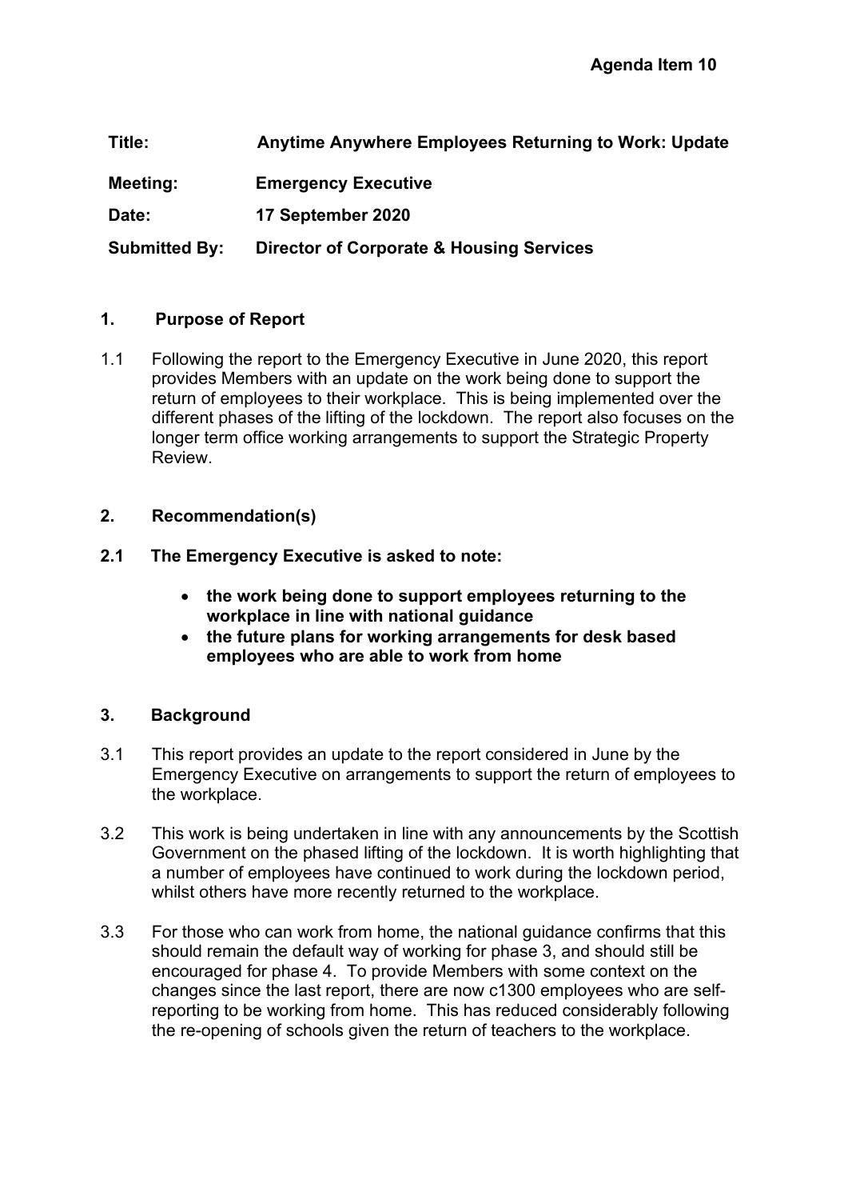**Agenda Item 10**

| | |
|---|---|
| **Title:** | **Anytime Anywhere Employees Returning to Work: Update** |
| **Meeting:** | **Emergency Executive** |
| **Date:** | **17 September 2020** |
| **Submitted By:** | **Director of Corporate & Housing Services** |

## 1. Purpose of Report

1.1 Following the report to the Emergency Executive in June 2020, this report provides Members with an update on the work being done to support the return of employees to their workplace. This is being implemented over the different phases of the lifting of the lockdown. The report also focuses on the longer term office working arrangements to support the Strategic Property Review.

## 2. Recommendation(s)

**2.1 The Emergency Executive is asked to note:**

- **the work being done to support employees returning to the workplace in line with national guidance**
- **the future plans for working arrangements for desk based employees who are able to work from home**

## 3. Background

3.1 This report provides an update to the report considered in June by the Emergency Executive on arrangements to support the return of employees to the workplace.

3.2 This work is being undertaken in line with any announcements by the Scottish Government on the phased lifting of the lockdown. It is worth highlighting that a number of employees have continued to work during the lockdown period, whilst others have more recently returned to the workplace.

3.3 For those who can work from home, the national guidance confirms that this should remain the default way of working for phase 3, and should still be encouraged for phase 4. To provide Members with some context on the changes since the last report, there are now c1300 employees who are self-reporting to be working from home. This has reduced considerably following the re-opening of schools given the return of teachers to the workplace.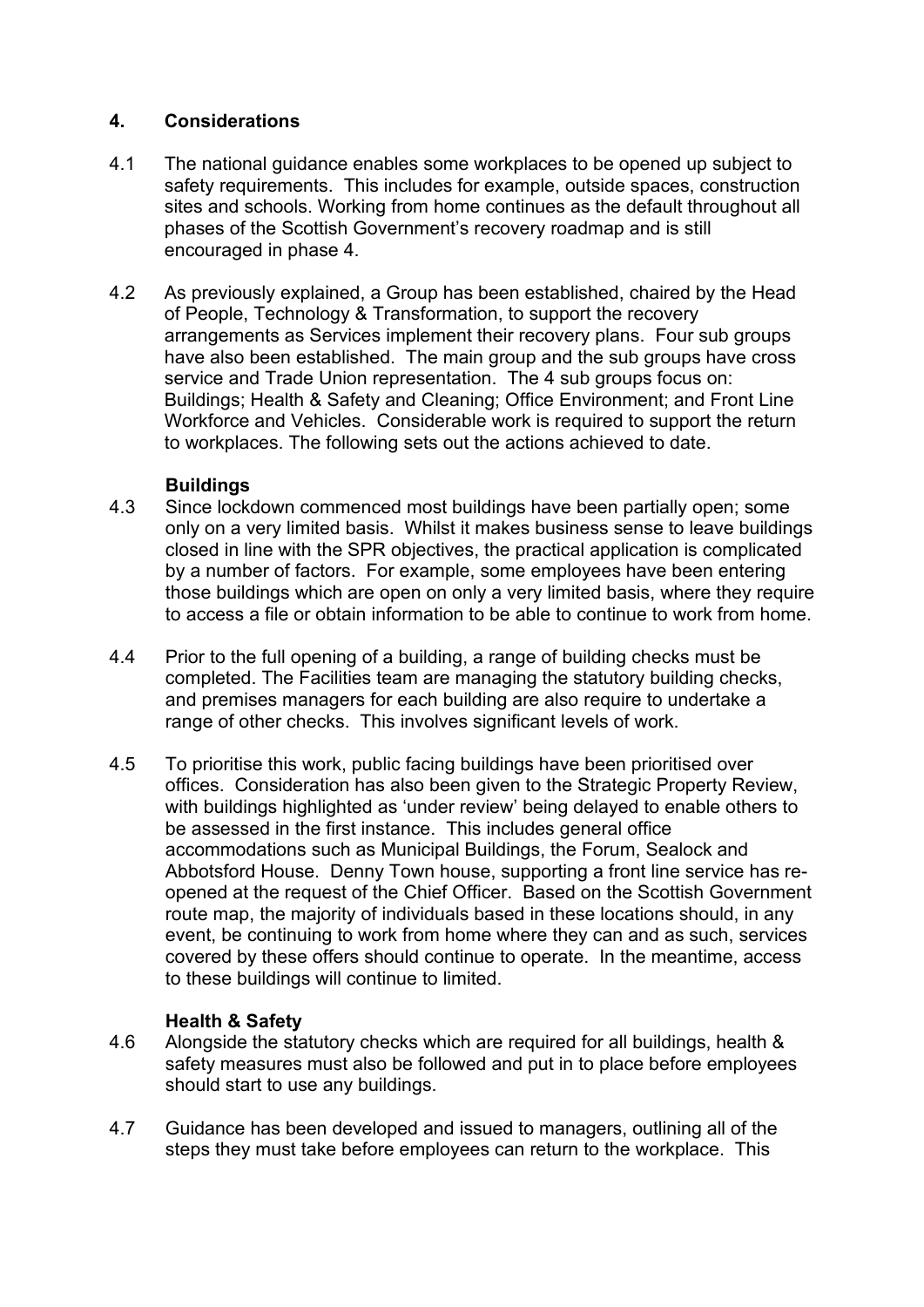## 4. Considerations

4.1 The national guidance enables some workplaces to be opened up subject to safety requirements. This includes for example, outside spaces, construction sites and schools. Working from home continues as the default throughout all phases of the Scottish Government's recovery roadmap and is still encouraged in phase 4.

4.2 As previously explained, a Group has been established, chaired by the Head of People, Technology & Transformation, to support the recovery arrangements as Services implement their recovery plans. Four sub groups have also been established. The main group and the sub groups have cross service and Trade Union representation. The 4 sub groups focus on: Buildings; Health & Safety and Cleaning; Office Environment; and Front Line Workforce and Vehicles. Considerable work is required to support the return to workplaces. The following sets out the actions achieved to date.

**Buildings**

4.3 Since lockdown commenced most buildings have been partially open; some only on a very limited basis. Whilst it makes business sense to leave buildings closed in line with the SPR objectives, the practical application is complicated by a number of factors. For example, some employees have been entering those buildings which are open on only a very limited basis, where they require to access a file or obtain information to be able to continue to work from home.

4.4 Prior to the full opening of a building, a range of building checks must be completed. The Facilities team are managing the statutory building checks, and premises managers for each building are also require to undertake a range of other checks. This involves significant levels of work.

4.5 To prioritise this work, public facing buildings have been prioritised over offices. Consideration has also been given to the Strategic Property Review, with buildings highlighted as 'under review' being delayed to enable others to be assessed in the first instance. This includes general office accommodations such as Municipal Buildings, the Forum, Sealock and Abbotsford House. Denny Town house, supporting a front line service has re-opened at the request of the Chief Officer. Based on the Scottish Government route map, the majority of individuals based in these locations should, in any event, be continuing to work from home where they can and as such, services covered by these offers should continue to operate. In the meantime, access to these buildings will continue to limited.

**Health & Safety**

4.6 Alongside the statutory checks which are required for all buildings, health & safety measures must also be followed and put in to place before employees should start to use any buildings.

4.7 Guidance has been developed and issued to managers, outlining all of the steps they must take before employees can return to the workplace. This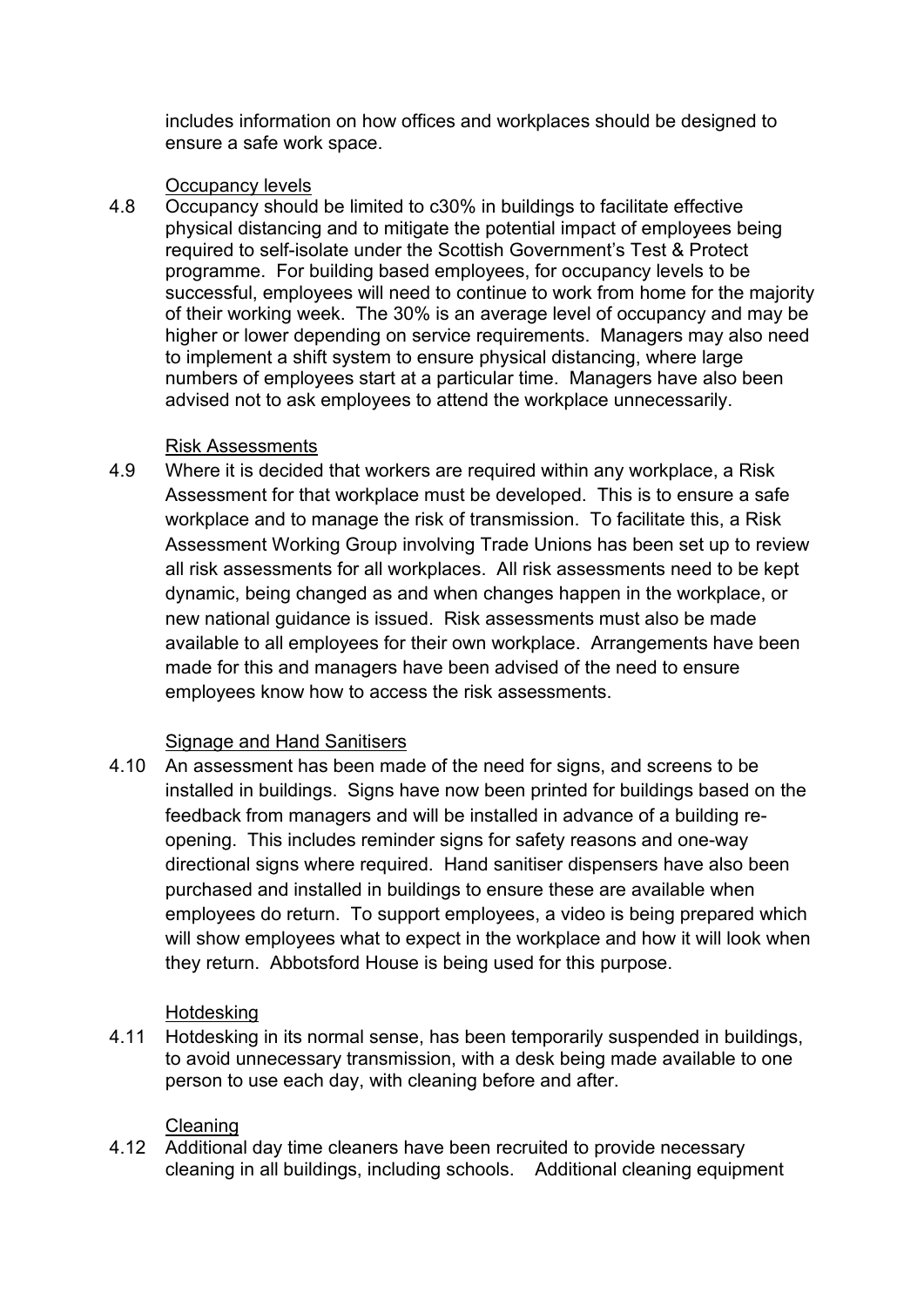includes information on how offices and workplaces should be designed to ensure a safe work space.

Occupancy levels

4.8 Occupancy should be limited to c30% in buildings to facilitate effective physical distancing and to mitigate the potential impact of employees being required to self-isolate under the Scottish Government's Test & Protect programme. For building based employees, for occupancy levels to be successful, employees will need to continue to work from home for the majority of their working week. The 30% is an average level of occupancy and may be higher or lower depending on service requirements. Managers may also need to implement a shift system to ensure physical distancing, where large numbers of employees start at a particular time. Managers have also been advised not to ask employees to attend the workplace unnecessarily.

Risk Assessments

4.9 Where it is decided that workers are required within any workplace, a Risk Assessment for that workplace must be developed. This is to ensure a safe workplace and to manage the risk of transmission. To facilitate this, a Risk Assessment Working Group involving Trade Unions has been set up to review all risk assessments for all workplaces. All risk assessments need to be kept dynamic, being changed as and when changes happen in the workplace, or new national guidance is issued. Risk assessments must also be made available to all employees for their own workplace. Arrangements have been made for this and managers have been advised of the need to ensure employees know how to access the risk assessments.

Signage and Hand Sanitisers

4.10 An assessment has been made of the need for signs, and screens to be installed in buildings. Signs have now been printed for buildings based on the feedback from managers and will be installed in advance of a building re-opening. This includes reminder signs for safety reasons and one-way directional signs where required. Hand sanitiser dispensers have also been purchased and installed in buildings to ensure these are available when employees do return. To support employees, a video is being prepared which will show employees what to expect in the workplace and how it will look when they return. Abbotsford House is being used for this purpose.

Hotdesking

4.11 Hotdesking in its normal sense, has been temporarily suspended in buildings, to avoid unnecessary transmission, with a desk being made available to one person to use each day, with cleaning before and after.

Cleaning

4.12 Additional day time cleaners have been recruited to provide necessary cleaning in all buildings, including schools. Additional cleaning equipment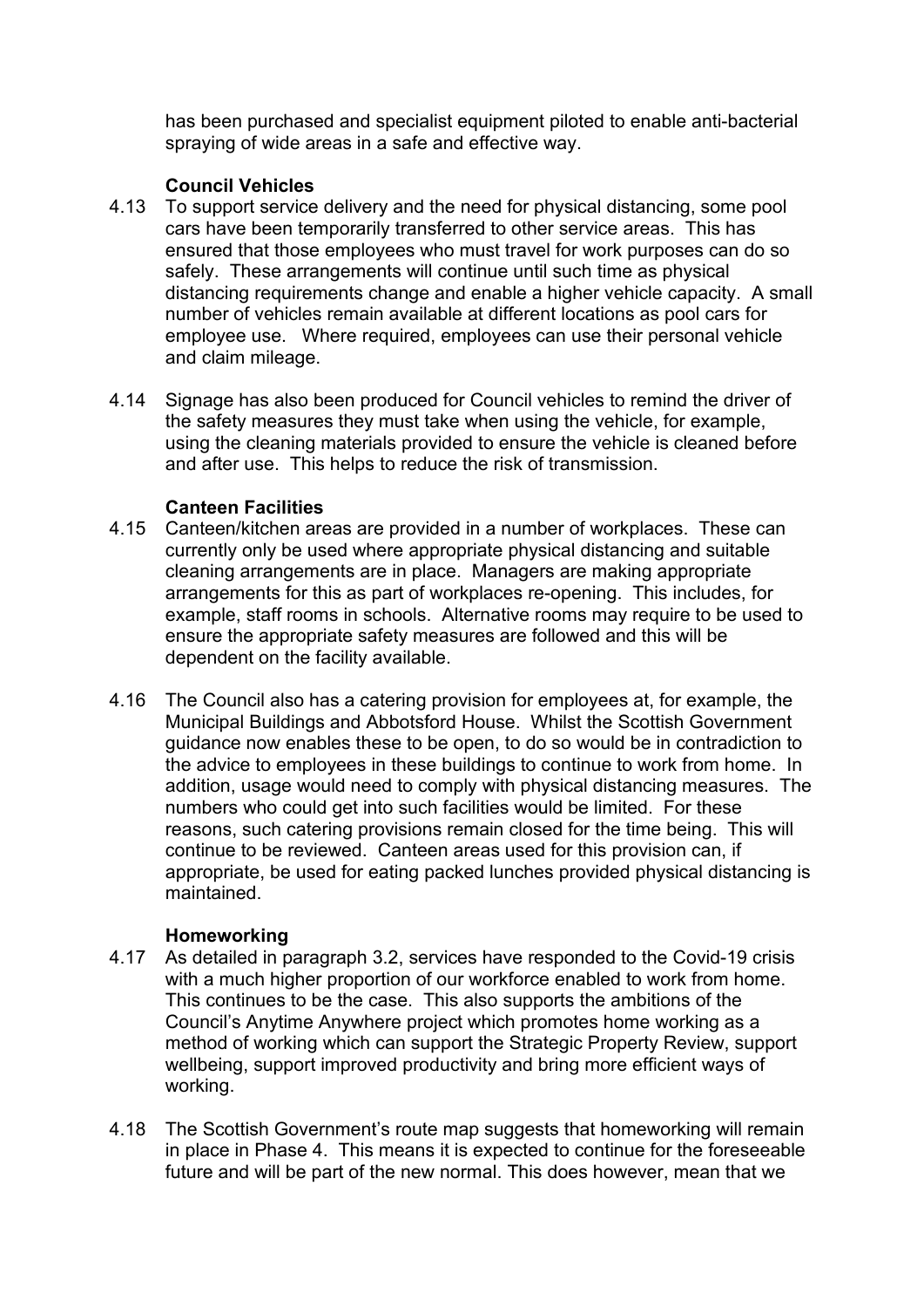has been purchased and specialist equipment piloted to enable anti-bacterial spraying of wide areas in a safe and effective way.

**Council Vehicles**

4.13 To support service delivery and the need for physical distancing, some pool cars have been temporarily transferred to other service areas. This has ensured that those employees who must travel for work purposes can do so safely. These arrangements will continue until such time as physical distancing requirements change and enable a higher vehicle capacity. A small number of vehicles remain available at different locations as pool cars for employee use. Where required, employees can use their personal vehicle and claim mileage.

4.14 Signage has also been produced for Council vehicles to remind the driver of the safety measures they must take when using the vehicle, for example, using the cleaning materials provided to ensure the vehicle is cleaned before and after use. This helps to reduce the risk of transmission.

**Canteen Facilities**

4.15 Canteen/kitchen areas are provided in a number of workplaces. These can currently only be used where appropriate physical distancing and suitable cleaning arrangements are in place. Managers are making appropriate arrangements for this as part of workplaces re-opening. This includes, for example, staff rooms in schools. Alternative rooms may require to be used to ensure the appropriate safety measures are followed and this will be dependent on the facility available.

4.16 The Council also has a catering provision for employees at, for example, the Municipal Buildings and Abbotsford House. Whilst the Scottish Government guidance now enables these to be open, to do so would be in contradiction to the advice to employees in these buildings to continue to work from home. In addition, usage would need to comply with physical distancing measures. The numbers who could get into such facilities would be limited. For these reasons, such catering provisions remain closed for the time being. This will continue to be reviewed. Canteen areas used for this provision can, if appropriate, be used for eating packed lunches provided physical distancing is maintained.

**Homeworking**

4.17 As detailed in paragraph 3.2, services have responded to the Covid-19 crisis with a much higher proportion of our workforce enabled to work from home. This continues to be the case. This also supports the ambitions of the Council's Anytime Anywhere project which promotes home working as a method of working which can support the Strategic Property Review, support wellbeing, support improved productivity and bring more efficient ways of working.

4.18 The Scottish Government's route map suggests that homeworking will remain in place in Phase 4. This means it is expected to continue for the foreseeable future and will be part of the new normal. This does however, mean that we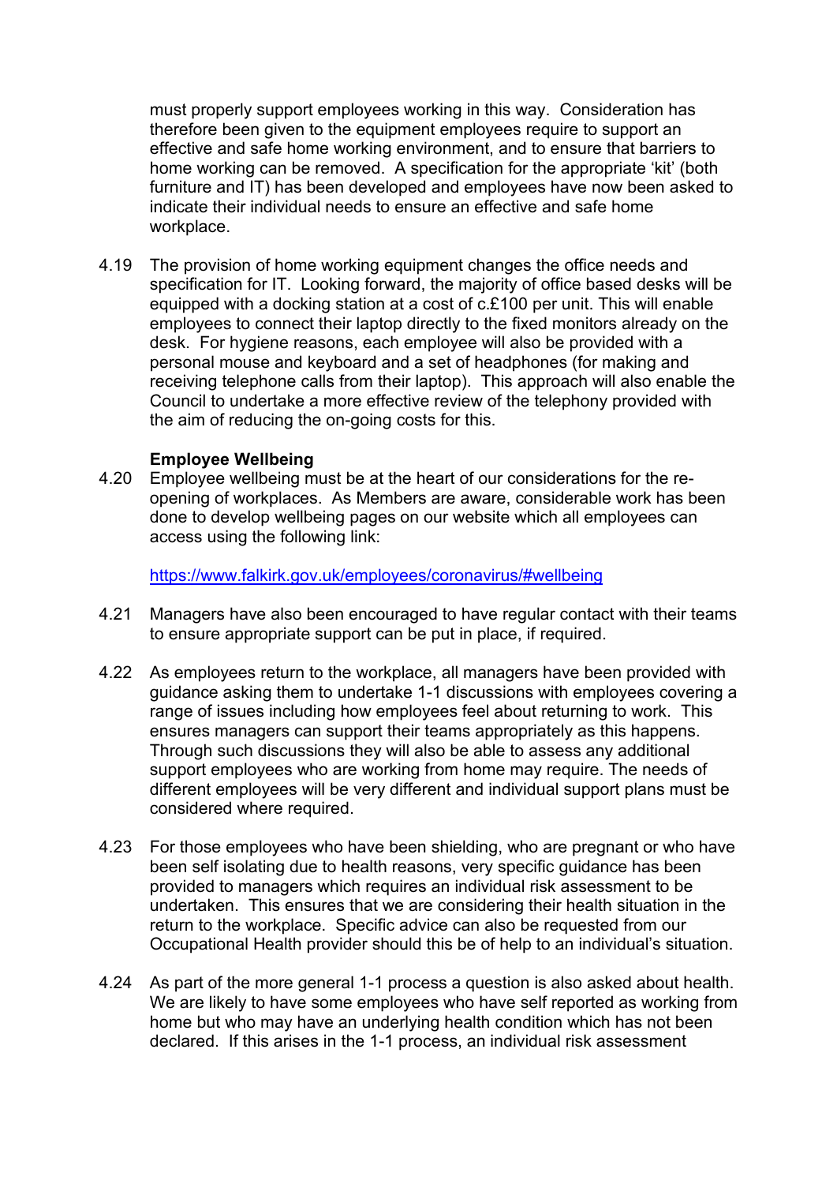must properly support employees working in this way. Consideration has therefore been given to the equipment employees require to support an effective and safe home working environment, and to ensure that barriers to home working can be removed. A specification for the appropriate 'kit' (both furniture and IT) has been developed and employees have now been asked to indicate their individual needs to ensure an effective and safe home workplace.

4.19 The provision of home working equipment changes the office needs and specification for IT. Looking forward, the majority of office based desks will be equipped with a docking station at a cost of c.£100 per unit. This will enable employees to connect their laptop directly to the fixed monitors already on the desk. For hygiene reasons, each employee will also be provided with a personal mouse and keyboard and a set of headphones (for making and receiving telephone calls from their laptop). This approach will also enable the Council to undertake a more effective review of the telephony provided with the aim of reducing the on-going costs for this.

**Employee Wellbeing**

4.20 Employee wellbeing must be at the heart of our considerations for the re-opening of workplaces. As Members are aware, considerable work has been done to develop wellbeing pages on our website which all employees can access using the following link:

https://www.falkirk.gov.uk/employees/coronavirus/#wellbeing

4.21 Managers have also been encouraged to have regular contact with their teams to ensure appropriate support can be put in place, if required.

4.22 As employees return to the workplace, all managers have been provided with guidance asking them to undertake 1-1 discussions with employees covering a range of issues including how employees feel about returning to work. This ensures managers can support their teams appropriately as this happens. Through such discussions they will also be able to assess any additional support employees who are working from home may require. The needs of different employees will be very different and individual support plans must be considered where required.

4.23 For those employees who have been shielding, who are pregnant or who have been self isolating due to health reasons, very specific guidance has been provided to managers which requires an individual risk assessment to be undertaken. This ensures that we are considering their health situation in the return to the workplace. Specific advice can also be requested from our Occupational Health provider should this be of help to an individual's situation.

4.24 As part of the more general 1-1 process a question is also asked about health. We are likely to have some employees who have self reported as working from home but who may have an underlying health condition which has not been declared. If this arises in the 1-1 process, an individual risk assessment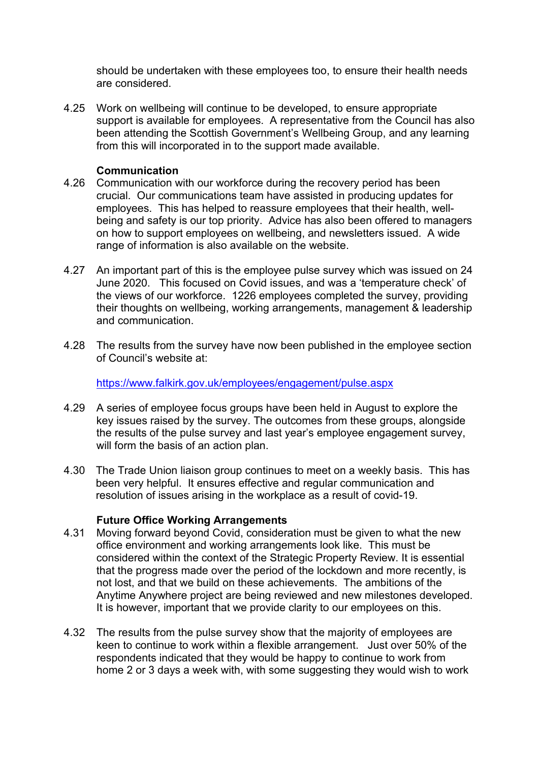should be undertaken with these employees too, to ensure their health needs are considered.

4.25 Work on wellbeing will continue to be developed, to ensure appropriate support is available for employees. A representative from the Council has also been attending the Scottish Government's Wellbeing Group, and any learning from this will incorporated in to the support made available.

**Communication**

4.26 Communication with our workforce during the recovery period has been crucial. Our communications team have assisted in producing updates for employees. This has helped to reassure employees that their health, well-being and safety is our top priority. Advice has also been offered to managers on how to support employees on wellbeing, and newsletters issued. A wide range of information is also available on the website.

4.27 An important part of this is the employee pulse survey which was issued on 24 June 2020. This focused on Covid issues, and was a 'temperature check' of the views of our workforce. 1226 employees completed the survey, providing their thoughts on wellbeing, working arrangements, management & leadership and communication.

4.28 The results from the survey have now been published in the employee section of Council's website at:

https://www.falkirk.gov.uk/employees/engagement/pulse.aspx

4.29 A series of employee focus groups have been held in August to explore the key issues raised by the survey. The outcomes from these groups, alongside the results of the pulse survey and last year's employee engagement survey, will form the basis of an action plan.

4.30 The Trade Union liaison group continues to meet on a weekly basis. This has been very helpful. It ensures effective and regular communication and resolution of issues arising in the workplace as a result of covid-19.

**Future Office Working Arrangements**

4.31 Moving forward beyond Covid, consideration must be given to what the new office environment and working arrangements look like. This must be considered within the context of the Strategic Property Review. It is essential that the progress made over the period of the lockdown and more recently, is not lost, and that we build on these achievements. The ambitions of the Anytime Anywhere project are being reviewed and new milestones developed. It is however, important that we provide clarity to our employees on this.

4.32 The results from the pulse survey show that the majority of employees are keen to continue to work within a flexible arrangement. Just over 50% of the respondents indicated that they would be happy to continue to work from home 2 or 3 days a week with, with some suggesting they would wish to work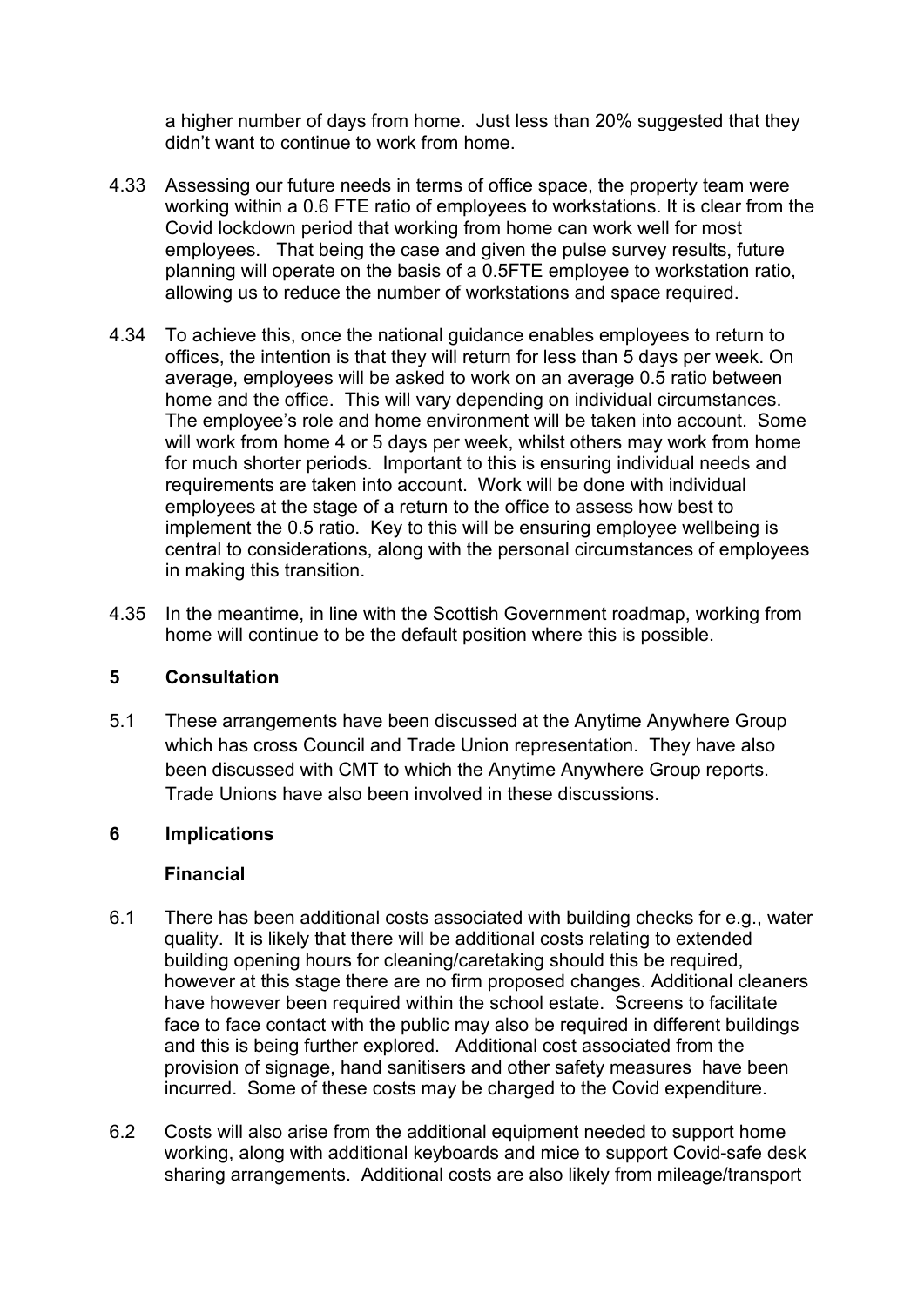a higher number of days from home. Just less than 20% suggested that they didn't want to continue to work from home.

4.33 Assessing our future needs in terms of office space, the property team were working within a 0.6 FTE ratio of employees to workstations. It is clear from the Covid lockdown period that working from home can work well for most employees. That being the case and given the pulse survey results, future planning will operate on the basis of a 0.5FTE employee to workstation ratio, allowing us to reduce the number of workstations and space required.

4.34 To achieve this, once the national guidance enables employees to return to offices, the intention is that they will return for less than 5 days per week. On average, employees will be asked to work on an average 0.5 ratio between home and the office. This will vary depending on individual circumstances. The employee's role and home environment will be taken into account. Some will work from home 4 or 5 days per week, whilst others may work from home for much shorter periods. Important to this is ensuring individual needs and requirements are taken into account. Work will be done with individual employees at the stage of a return to the office to assess how best to implement the 0.5 ratio. Key to this will be ensuring employee wellbeing is central to considerations, along with the personal circumstances of employees in making this transition.

4.35 In the meantime, in line with the Scottish Government roadmap, working from home will continue to be the default position where this is possible.

## 5 Consultation

5.1 These arrangements have been discussed at the Anytime Anywhere Group which has cross Council and Trade Union representation. They have also been discussed with CMT to which the Anytime Anywhere Group reports. Trade Unions have also been involved in these discussions.

## 6 Implications

### Financial

6.1 There has been additional costs associated with building checks for e.g., water quality. It is likely that there will be additional costs relating to extended building opening hours for cleaning/caretaking should this be required, however at this stage there are no firm proposed changes. Additional cleaners have however been required within the school estate. Screens to facilitate face to face contact with the public may also be required in different buildings and this is being further explored. Additional cost associated from the provision of signage, hand sanitisers and other safety measures have been incurred. Some of these costs may be charged to the Covid expenditure.

6.2 Costs will also arise from the additional equipment needed to support home working, along with additional keyboards and mice to support Covid-safe desk sharing arrangements. Additional costs are also likely from mileage/transport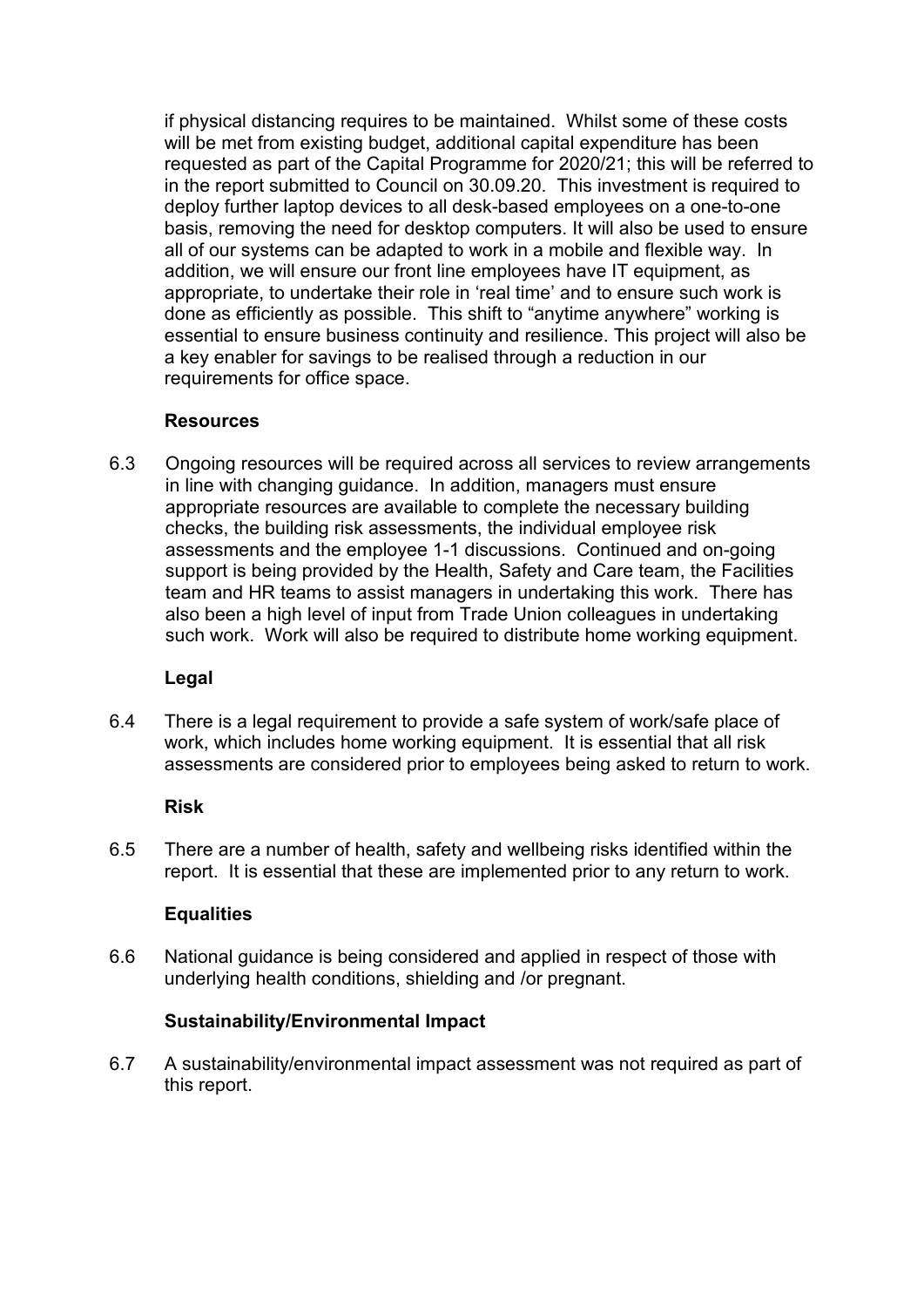if physical distancing requires to be maintained. Whilst some of these costs will be met from existing budget, additional capital expenditure has been requested as part of the Capital Programme for 2020/21; this will be referred to in the report submitted to Council on 30.09.20. This investment is required to deploy further laptop devices to all desk-based employees on a one-to-one basis, removing the need for desktop computers. It will also be used to ensure all of our systems can be adapted to work in a mobile and flexible way. In addition, we will ensure our front line employees have IT equipment, as appropriate, to undertake their role in 'real time' and to ensure such work is done as efficiently as possible. This shift to "anytime anywhere" working is essential to ensure business continuity and resilience. This project will also be a key enabler for savings to be realised through a reduction in our requirements for office space.

**Resources**

6.3 Ongoing resources will be required across all services to review arrangements in line with changing guidance. In addition, managers must ensure appropriate resources are available to complete the necessary building checks, the building risk assessments, the individual employee risk assessments and the employee 1-1 discussions. Continued and on-going support is being provided by the Health, Safety and Care team, the Facilities team and HR teams to assist managers in undertaking this work. There has also been a high level of input from Trade Union colleagues in undertaking such work. Work will also be required to distribute home working equipment.

**Legal**

6.4 There is a legal requirement to provide a safe system of work/safe place of work, which includes home working equipment. It is essential that all risk assessments are considered prior to employees being asked to return to work.

**Risk**

6.5 There are a number of health, safety and wellbeing risks identified within the report. It is essential that these are implemented prior to any return to work.

**Equalities**

6.6 National guidance is being considered and applied in respect of those with underlying health conditions, shielding and /or pregnant.

**Sustainability/Environmental Impact**

6.7 A sustainability/environmental impact assessment was not required as part of this report.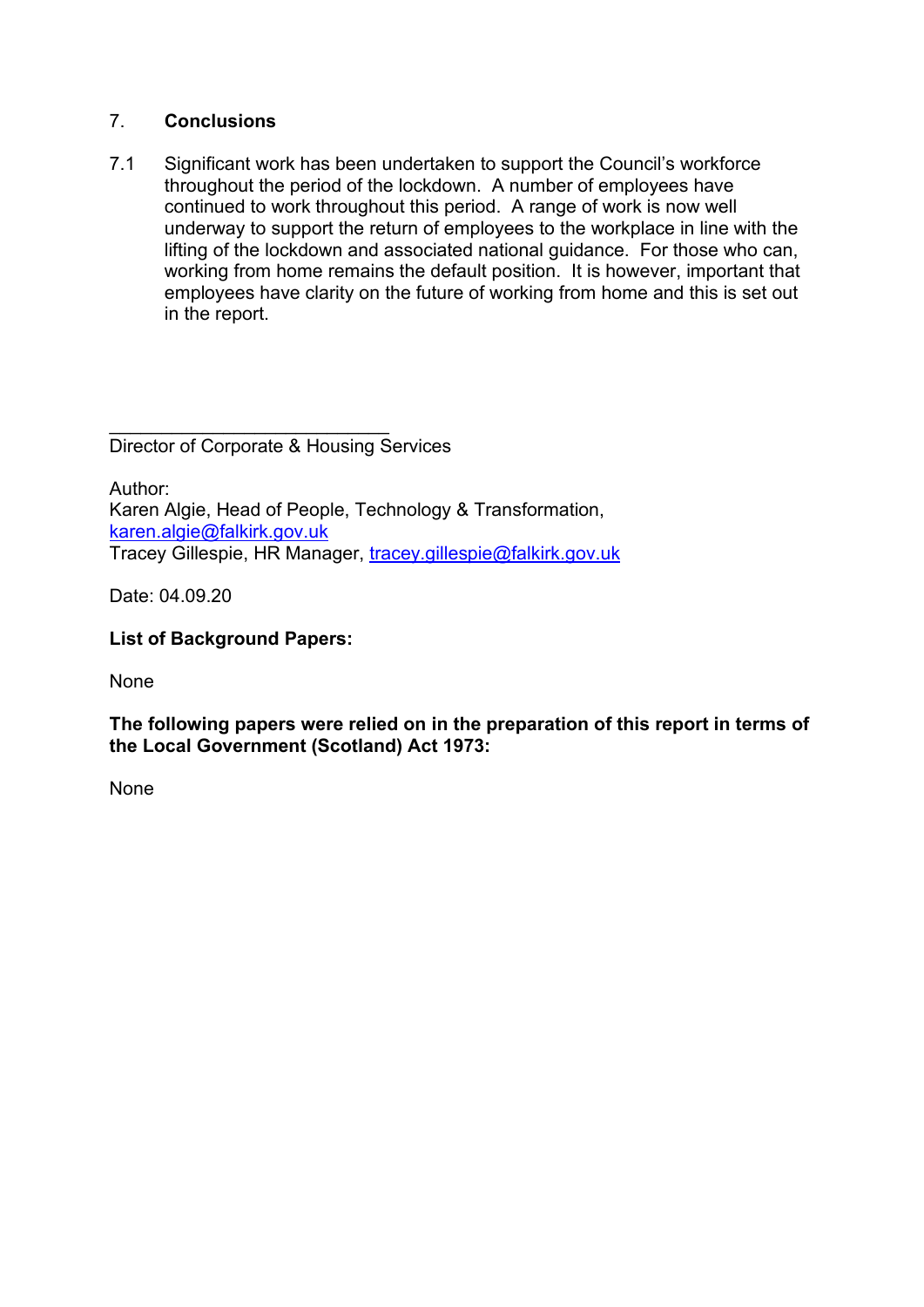## 7. Conclusions

7.1 Significant work has been undertaken to support the Council's workforce throughout the period of the lockdown. A number of employees have continued to work throughout this period. A range of work is now well underway to support the return of employees to the workplace in line with the lifting of the lockdown and associated national guidance. For those who can, working from home remains the default position. It is however, important that employees have clarity on the future of working from home and this is set out in the report.

\_\_\_\_\_\_\_\_\_\_\_\_\_\_\_\_\_\_\_\_\_\_\_\_\_\_\_\_

Director of Corporate & Housing Services

Author:
Karen Algie, Head of People, Technology & Transformation, karen.algie@falkirk.gov.uk
Tracey Gillespie, HR Manager, tracey.gillespie@falkirk.gov.uk

Date: 04.09.20

**List of Background Papers:**

None

**The following papers were relied on in the preparation of this report in terms of the Local Government (Scotland) Act 1973:**

None